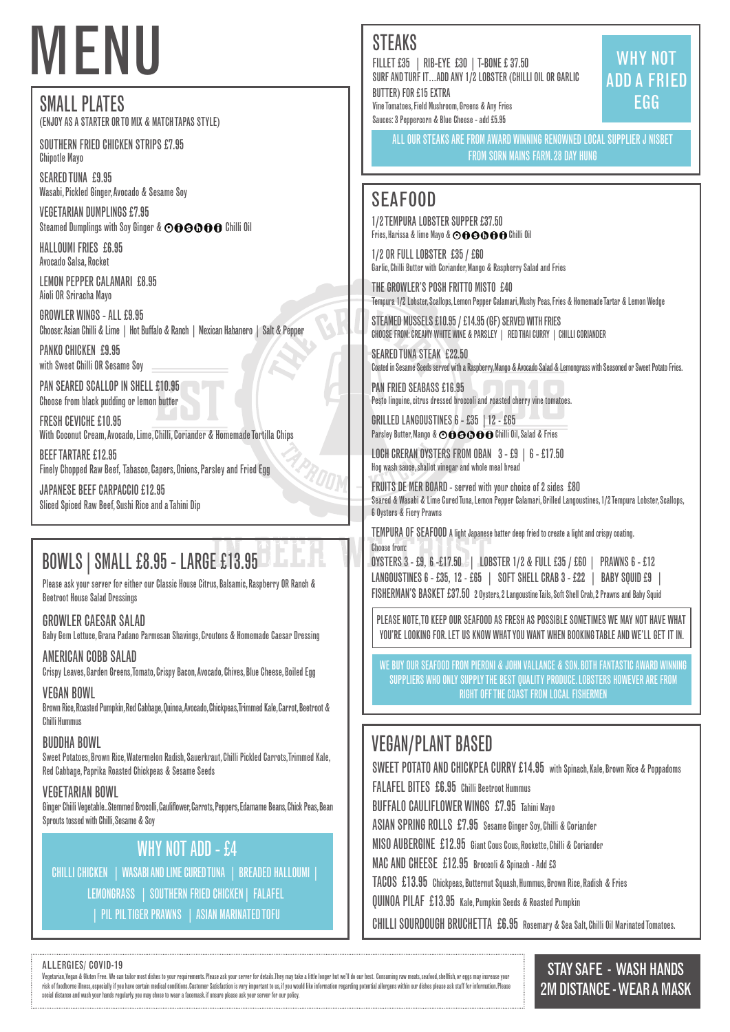# MENU

## SMALL PLATES

(ENJOY AS A STARTER OR TO MIX & MATCH TAPAS STYLE)

**SOUTHERN FRIED CHICKEN STRIPS £7.95**
Chipotle Mayo

**SEARED TUNA £9.95**
Wasabi, Pickled Ginger, Avocado & Sesame Soy

**VEGETARIAN DUMPLINGS £7.95**
Steamed Dumplings with Soy Ginger & Chilli Oil

**HALLOUMI FRIES £6.95**
Avocado Salsa, Rocket

**LEMON PEPPER CALAMARI £8.95**
Aioli OR Sriracha Mayo

**GROWLER WINGS - ALL £9.95**
Choose: Asian Chilli & Lime | Hot Buffalo & Ranch | Mexican Habanero | Salt & Pepper

**PANKO CHICKEN £9.95**
with Sweet Chilli OR Sesame Soy

**PAN SEARED SCALLOP IN SHELL £10.95**
Choose from black pudding or lemon butter

**FRESH CEVICHE £10.95**
With Coconut Cream, Avocado, Lime, Chilli, Coriander & Homemade Tortilla Chips

**BEEF TARTARE £12.95**
Finely Chopped Raw Beef, Tabasco, Capers, Onions, Parsley and Fried Egg

**JAPANESE BEEF CARPACCIO £12.95**
Sliced Spiced Raw Beef, Sushi Rice and a Tahini Dip

## BOWLS | SMALL £8.95 - LARGE £13.95

Please ask your server for either our Classic House Citrus, Balsamic, Raspberry OR Ranch & Beetroot House Salad Dressings

**GROWLER CAESAR SALAD**
Baby Gem Lettuce, Grana Padano Parmesan Shavings, Croutons & Homemade Caesar Dressing

**AMERICAN COBB SALAD**
Crispy Leaves, Garden Greens, Tomato, Crispy Bacon, Avocado, Chives, Blue Cheese, Boiled Egg

**VEGAN BOWL**
Brown Rice, Roasted Pumpkin, Red Cabbage, Quinoa, Avocado, Chickpeas, Trimmed Kale, Carrot, Beetroot & Chilli Hummus

**BUDDHA BOWL**
Sweet Potatoes, Brown Rice, Watermelon Radish, Sauerkraut, Chilli Pickled Carrots, Trimmed Kale, Red Cabbage, Paprika Roasted Chickpeas & Sesame Seeds

**VEGETARIAN BOWL**
Ginger Chiili Vegetable..Stemmed Brocolli, Cauliflower, Carrots, Peppers, Edamame Beans, Chick Peas, Bean Sprouts tossed with Chilli, Sesame & Soy

### WHY NOT ADD - £4

CHILLI CHICKEN | WASABI AND LIME CURED TUNA | BREADED HALLOUMI | LEMONGRASS | SOUTHERN FRIED CHICKEN | FALAFEL | PIL PIL TIGER PRAWNS | ASIAN MARINATED TOFU

## STEAKS

FILLET £35 | RIB-EYE £30 | T-BONE £ 37.50

SURF AND TURF IT...ADD ANY 1/2 LOBSTER (CHILLI OIL OR GARLIC BUTTER) FOR £15 EXTRA

Vine Tomatoes, Field Mushroom, Greens & Any Fries

Sauces: 3 Peppercorn & Blue Cheese - add £5.95

WHY NOT ADD A FRIED EGG

ALL OUR STEAKS ARE FROM AWARD WINNING RENOWNED LOCAL SUPPLIER J NISBET FROM SORN MAINS FARM. 28 DAY HUNG

## SEAFOOD

**1/2 TEMPURA LOBSTER SUPPER £37.50**
Fries, Harissa & lime Mayo & Chilli Oil

**1/2 OR FULL LOBSTER £35 / £60**
Garlic, Chilli Butter with Coriander, Mango & Raspberry Salad and Fries

**THE GROWLER'S POSH FRITTO MISTO £40**
Tempura 1/2 Lobster, Scallops, Lemon Pepper Calamari, Mushy Peas, Fries & Homemade Tartar & Lemon Wedge

**STEAMED MUSSELS £10.95 / £14.95 (GF) SERVED WITH FRIES**
CHOOSE FROM: CREAMY WHITE WINE & PARSLEY | RED THAI CURRY | CHILLI CORIANDER

**SEARED TUNA STEAK £22.50**
Coated in Sesame Seeds served with a Raspberry, Mango & Avocado Salad & Lemongrass with Seasoned or Sweet Potato Fries.

**PAN FRIED SEABASS £16.95**
Pesto linguine, citrus dressed broccoli and roasted cherry vine tomatoes.

**GRILLED LANGOUSTINES 6 - £35 | 12 - £65**
Parsley Butter, Mango & Chilli Oil, Salad & Fries

**LOCH CRERAN OYSTERS FROM OBAN 3 - £9 | 6 - £17.50**
Hog wash sauce, shallot vinegar and whole meal bread

**FRUITS DE MER BOARD - served with your choice of 2 sides £80**
Seared & Wasabi & Lime Cured Tuna, Lemon Pepper Calamari, Grilled Langoustines, 1/2 Tempura Lobster, Scallops, 6 Oysters & Fiery Prawns

**TEMPURA OF SEAFOOD** A light Japanese batter deep fried to create a light and crispy coating.
Choose from:
OYSTERS 3 - £9, 6 -£17.50 | LOBSTER 1/2 & FULL £35 / £60 | PRAWNS 6 - £12
LANGOUSTINES 6 - £35, 12 - £65 | SOFT SHELL CRAB 3 - £22 | BABY SQUID £9 |
FISHERMAN'S BASKET £37.50 2 Oysters, 2 Langoustine Tails, Soft Shell Crab, 2 Prawns and Baby Squid

PLEASE NOTE, TO KEEP OUR SEAFOOD AS FRESH AS POSSIBLE SOMETIMES WE MAY NOT HAVE WHAT YOU'RE LOOKING FOR. LET US KNOW WHAT YOU WANT WHEN BOOKING TABLE AND WE'LL GET IT IN.

WE BUY OUR SEAFOOD FROM PIERONI & JOHN VALLANCE & SON. BOTH FANTASTIC AWARD WINNING SUPPLIERS WHO ONLY SUPPLY THE BEST QUALITY PRODUCE. LOBSTERS HOWEVER ARE FROM RIGHT OFF THE COAST FROM LOCAL FISHERMEN

## VEGAN/PLANT BASED

**SWEET POTATO AND CHICKPEA CURRY £14.95** with Spinach, Kale, Brown Rice & Poppadoms

**FALAFEL BITES £6.95** Chilli Beetroot Hummus

**BUFFALO CAULIFLOWER WINGS £7.95** Tahini Mayo

**ASIAN SPRING ROLLS £7.95** Sesame Ginger Soy, Chilli & Coriander

**MISO AUBERGINE £12.95** Giant Cous Cous, Rockette, Chilli & Coriander

**MAC AND CHEESE £12.95** Broccoli & Spinach - Add £3

**TACOS £13.95** Chickpeas, Butternut Squash, Hummus, Brown Rice, Radish & Fries

**QUINOA PILAF £13.95** Kale, Pumpkin Seeds & Roasted Pumpkin

**CHILLI SOURDOUGH BRUCHETTA £6.95** Rosemary & Sea Salt, Chilli Oil Marinated Tomatoes.

ALLERGIES/ COVID-19

Vegetarian, Vegan & Gluten Free. We can tailor most dishes to your requirements. Please ask your server for details. They may take a little longer but we'll do our best. Consuming raw meats, seafood, shellfish, or eggs may increase your risk of foodborne illness, especially if you have certain medical conditions. Customer Satisfaction is very important to us, if you would like information regarding potential allergens within our dishes please ask staff for information. Please social distance and wash your hands regularly. you may chose to wear a facemask. if unsure please ask your server for our policy.

STAY SAFE - WASH HANDS
2M DISTANCE - WEAR A MASK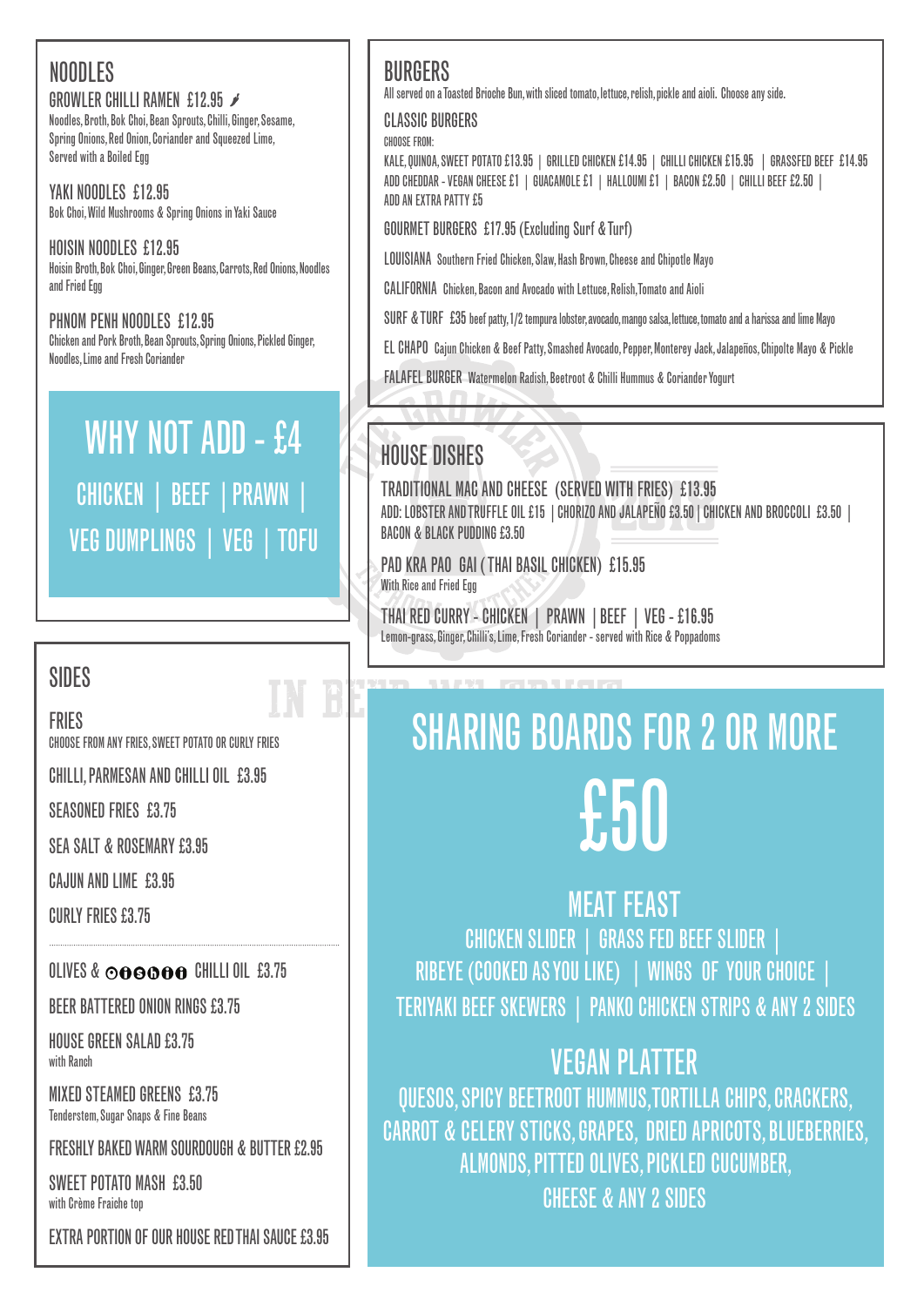## NOODLES

**GROWLER CHILLI RAMEN £12.95**
Noodles, Broth, Bok Choi, Bean Sprouts, Chilli, Ginger, Sesame, Spring Onions, Red Onion, Coriander and Squeezed Lime, Served with a Boiled Egg

**YAKI NOODLES £12.95**
Bok Choi, Wild Mushrooms & Spring Onions in Yaki Sauce

**HOISIN NOODLES £12.95**
Hoisin Broth, Bok Choi, Ginger, Green Beans, Carrots, Red Onions, Noodles and Fried Egg

**PHNOM PENH NOODLES £12.95**
Chicken and Pork Broth, Bean Sprouts, Spring Onions, Pickled Ginger, Noodles, Lime and Fresh Coriander

### WHY NOT ADD - £4

CHICKEN | BEEF | PRAWN | VEG DUMPLINGS | VEG | TOFU

## BURGERS

All served on a Toasted Brioche Bun, with sliced tomato, lettuce, relish, pickle and aioli. Choose any side.

### CLASSIC BURGERS

CHOOSE FROM:

KALE, QUINOA, SWEET POTATO £13.95 | GRILLED CHICKEN £14.95 | CHILLI CHICKEN £15.95 | GRASSFED BEEF £14.95

ADD CHEDDAR - VEGAN CHEESE £1 | GUACAMOLE £1 | HALLOUMI £1 | BACON £2.50 | CHILLI BEEF £2.50 | ADD AN EXTRA PATTY £5

### GOURMET BURGERS £17.95 (Excluding Surf & Turf)

**LOUISIANA** Southern Fried Chicken, Slaw, Hash Brown, Cheese and Chipotle Mayo

**CALIFORNIA** Chicken, Bacon and Avocado with Lettuce, Relish, Tomato and Aioli

**SURF & TURF £35** beef patty, 1/2 tempura lobster, avocado, mango salsa, lettuce, tomato and a harissa and lime Mayo

**EL CHAPO** Cajun Chicken & Beef Patty, Smashed Avocado, Pepper, Monterey Jack, Jalapeños, Chipolte Mayo & Pickle

**FALAFEL BURGER** Watermelon Radish, Beetroot & Chilli Hummus & Coriander Yogurt

## HOUSE DISHES

**TRADITIONAL MAC AND CHEESE (SERVED WITH FRIES) £13.95**
ADD: LOBSTER AND TRUFFLE OIL £15 | CHORIZO AND JALAPEÑO £3.50 | CHICKEN AND BROCCOLI £3.50 | BACON & BLACK PUDDING £3.50

**PAD KRA PAO GAI (THAI BASIL CHICKEN) £15.95**
With Rice and Fried Egg

**THAI RED CURRY - CHICKEN | PRAWN | BEEF | VEG - £16.95**
Lemon-grass, Ginger, Chilli's, Lime, Fresh Coriander - served with Rice & Poppadoms

## SIDES

**FRIES**
CHOOSE FROM ANY FRIES, SWEET POTATO OR CURLY FRIES

CHILLI, PARMESAN AND CHILLI OIL £3.95

SEASONED FRIES £3.75

SEA SALT & ROSEMARY £3.95

CAJUN AND LIME £3.95

CURLY FRIES £3.75

---

OLIVES & CHILLI OIL £3.75

BEER BATTERED ONION RINGS £3.75

HOUSE GREEN SALAD £3.75
with Ranch

MIXED STEAMED GREENS £3.75
Tenderstem, Sugar Snaps & Fine Beans

FRESHLY BAKED WARM SOURDOUGH & BUTTER £2.95

SWEET POTATO MASH £3.50
with Crème Fraiche top

EXTRA PORTION OF OUR HOUSE RED THAI SAUCE £3.95

## SHARING BOARDS FOR 2 OR MORE

# £50

### MEAT FEAST

CHICKEN SLIDER | GRASS FED BEEF SLIDER | RIBEYE (COOKED AS YOU LIKE) | WINGS OF YOUR CHOICE | TERIYAKI BEEF SKEWERS | PANKO CHICKEN STRIPS & ANY 2 SIDES

### VEGAN PLATTER

QUESOS, SPICY BEETROOT HUMMUS, TORTILLA CHIPS, CRACKERS, CARROT & CELERY STICKS, GRAPES, DRIED APRICOTS, BLUEBERRIES, ALMONDS, PITTED OLIVES, PICKLED CUCUMBER, CHEESE & ANY 2 SIDES